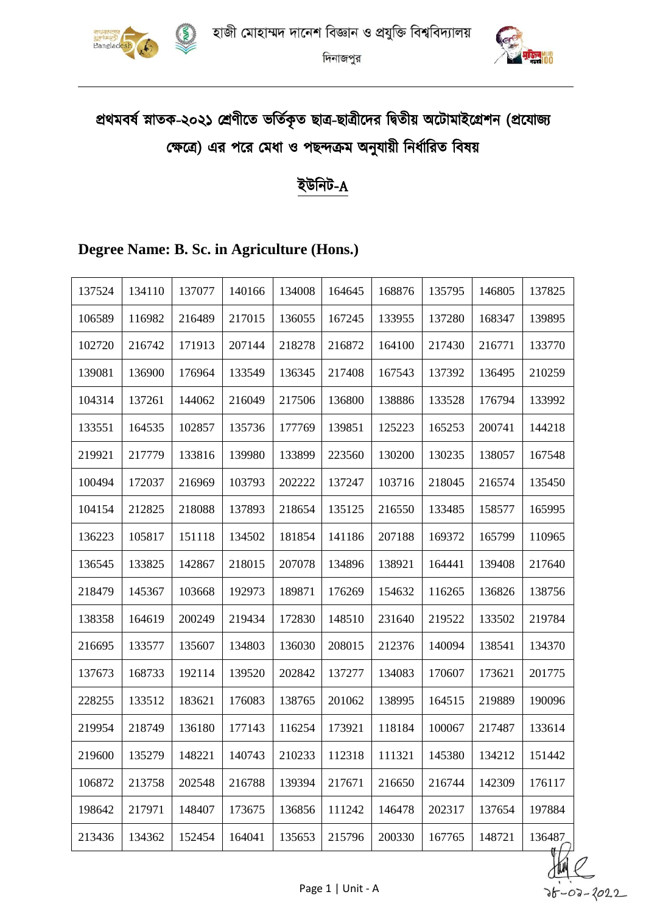# হাজী মোহাম্মদ দানেশ বিজ্ঞান ও প্রযুক্তি বিশ্ববিদ্যালয়

দিনাজপুর

## প্রথমবর্ষ স্নাতক-২০২১ শ্রেণীতে ভর্তিকৃত ছাত্র-ছাত্রীদের দ্বিতীয় অটোমাইগ্রেশন (প্রযোজ্য ক্ষেত্রে) এর পরে মেধা ও পছন্দক্রম অনুযায়ী নির্ধারিত বিষয়

## ইউনিট-A

### Degree Name: B. Sc. in Agriculture (Hons.)

| | | | | | | | | | |
|---|---|---|---|---|---|---|---|---|---|
| 137524 | 134110 | 137077 | 140166 | 134008 | 164645 | 168876 | 135795 | 146805 | 137825 |
| 106589 | 116982 | 216489 | 217015 | 136055 | 167245 | 133955 | 137280 | 168347 | 139895 |
| 102720 | 216742 | 171913 | 207144 | 218278 | 216872 | 164100 | 217430 | 216771 | 133770 |
| 139081 | 136900 | 176964 | 133549 | 136345 | 217408 | 167543 | 137392 | 136495 | 210259 |
| 104314 | 137261 | 144062 | 216049 | 217506 | 136800 | 138886 | 133528 | 176794 | 133992 |
| 133551 | 164535 | 102857 | 135736 | 177769 | 139851 | 125223 | 165253 | 200741 | 144218 |
| 219921 | 217779 | 133816 | 139980 | 133899 | 223560 | 130200 | 130235 | 138057 | 167548 |
| 100494 | 172037 | 216969 | 103793 | 202222 | 137247 | 103716 | 218045 | 216574 | 135450 |
| 104154 | 212825 | 218088 | 137893 | 218654 | 135125 | 216550 | 133485 | 158577 | 165995 |
| 136223 | 105817 | 151118 | 134502 | 181854 | 141186 | 207188 | 169372 | 165799 | 110965 |
| 136545 | 133825 | 142867 | 218015 | 207078 | 134896 | 138921 | 164441 | 139408 | 217640 |
| 218479 | 145367 | 103668 | 192973 | 189871 | 176269 | 154632 | 116265 | 136826 | 138756 |
| 138358 | 164619 | 200249 | 219434 | 172830 | 148510 | 231640 | 219522 | 133502 | 219784 |
| 216695 | 133577 | 135607 | 134803 | 136030 | 208015 | 212376 | 140094 | 138541 | 134370 |
| 137673 | 168733 | 192114 | 139520 | 202842 | 137277 | 134083 | 170607 | 173621 | 201775 |
| 228255 | 133512 | 183621 | 176083 | 138765 | 201062 | 138995 | 164515 | 219889 | 190096 |
| 219954 | 218749 | 136180 | 177143 | 116254 | 173921 | 118184 | 100067 | 217487 | 133614 |
| 219600 | 135279 | 148221 | 140743 | 210233 | 112318 | 111321 | 145380 | 134212 | 151442 |
| 106872 | 213758 | 202548 | 216788 | 139394 | 217671 | 216650 | 216744 | 142309 | 176117 |
| 198642 | 217971 | 148407 | 173675 | 136856 | 111242 | 146478 | 202317 | 137654 | 197884 |
| 213436 | 134362 | 152454 | 164041 | 135653 | 215796 | 200330 | 167765 | 148721 | 136487 |

১৮-০৭-২০২২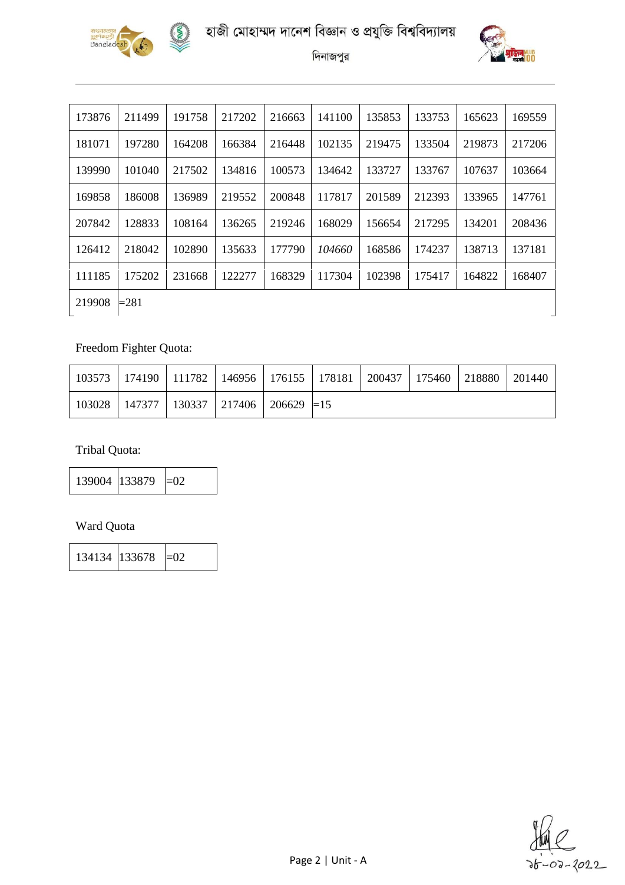| 173876 | 211499 | 191758 | 217202 | 216663 | 141100 | 135853 | 133753 | 165623 | 169559 |
|---|---|---|---|---|---|---|---|---|---|
| 181071 | 197280 | 164208 | 166384 | 216448 | 102135 | 219475 | 133504 | 219873 | 217206 |
| 139990 | 101040 | 217502 | 134816 | 100573 | 134642 | 133727 | 133767 | 107637 | 103664 |
| 169858 | 186008 | 136989 | 219552 | 200848 | 117817 | 201589 | 212393 | 133965 | 147761 |
| 207842 | 128833 | 108164 | 136265 | 219246 | 168029 | 156654 | 217295 | 134201 | 208436 |
| 126412 | 218042 | 102890 | 135633 | 177790 | *104660* | 168586 | 174237 | 138713 | 137181 |
| 111185 | 175202 | 231668 | 122277 | 168329 | 117304 | 102398 | 175417 | 164822 | 168407 |
| 219908 | =281 | | | | | | | | |

Freedom Fighter Quota:

| 103573 | 174190 | 111782 | 146956 | 176155 | 178181 | 200437 | 175460 | 218880 | 201440 |
|---|---|---|---|---|---|---|---|---|---|
| 103028 | 147377 | 130337 | 217406 | 206629 | =15 | | | | |

Tribal Quota:

| 139004 | 133879 | =02 |
|---|---|---|

Ward Quota

| 134134 | 133678 | =02 |
|---|---|---|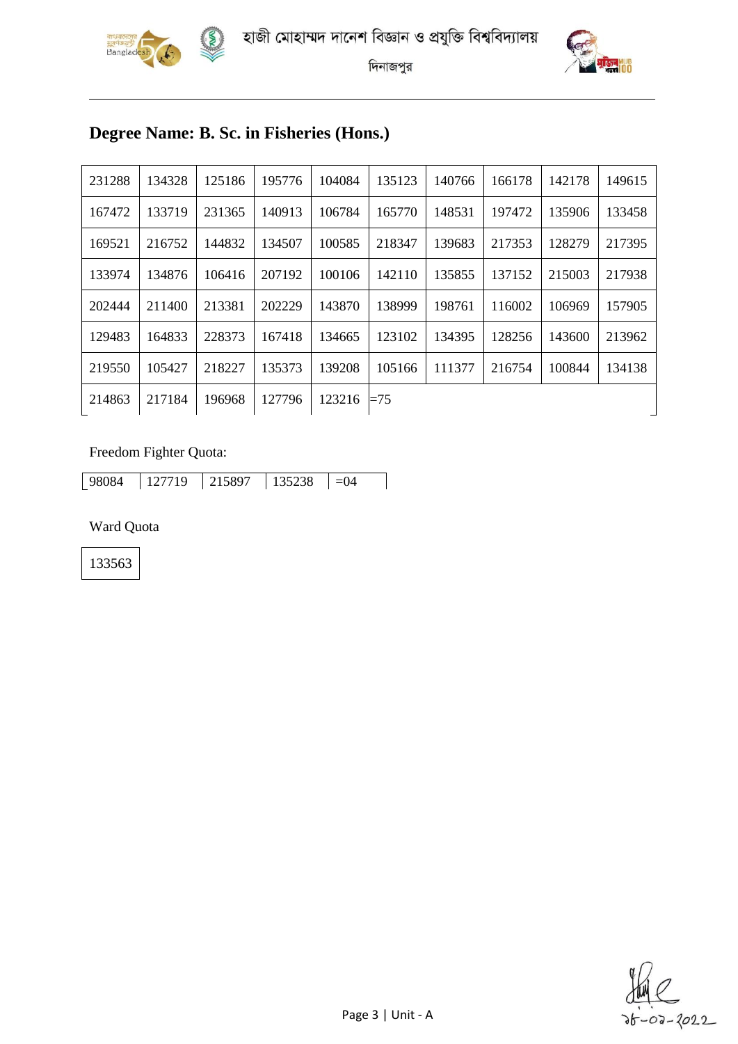হাজী মোহাম্মদ দানেশ বিজ্ঞান ও প্রযুক্তি বিশ্ববিদ্যালয়

দিনাজপুর

## Degree Name: B. Sc. in Fisheries (Hons.)

| | | | | | | | | | |
|---|---|---|---|---|---|---|---|---|---|
| 231288 | 134328 | 125186 | 195776 | 104084 | 135123 | 140766 | 166178 | 142178 | 149615 |
| 167472 | 133719 | 231365 | 140913 | 106784 | 165770 | 148531 | 197472 | 135906 | 133458 |
| 169521 | 216752 | 144832 | 134507 | 100585 | 218347 | 139683 | 217353 | 128279 | 217395 |
| 133974 | 134876 | 106416 | 207192 | 100106 | 142110 | 135855 | 137152 | 215003 | 217938 |
| 202444 | 211400 | 213381 | 202229 | 143870 | 138999 | 198761 | 116002 | 106969 | 157905 |
| 129483 | 164833 | 228373 | 167418 | 134665 | 123102 | 134395 | 128256 | 143600 | 213962 |
| 219550 | 105427 | 218227 | 135373 | 139208 | 105166 | 111377 | 216754 | 100844 | 134138 |
| 214863 | 217184 | 196968 | 127796 | 123216 | =75 | | | | |

Freedom Fighter Quota:

| | | | | |
|---|---|---|---|---|
| 98084 | 127719 | 215897 | 135238 | =04 |

Ward Quota

| |
|---|
| 133563 |

১৮-০৭-২০২২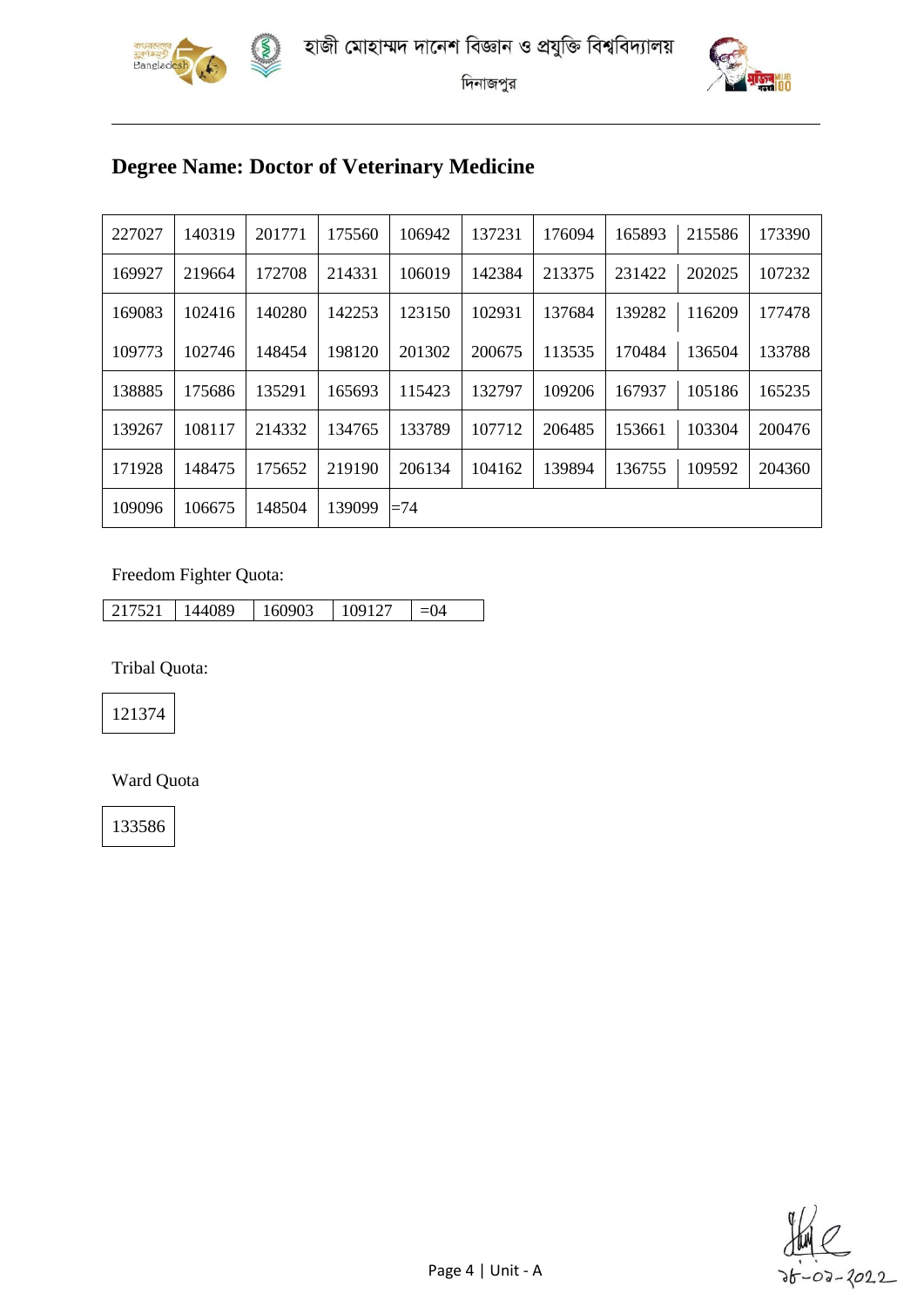হাজী মোহাম্মদ দানেশ বিজ্ঞান ও প্রযুক্তি বিশ্ববিদ্যালয়

দিনাজপুর

## Degree Name: Doctor of Veterinary Medicine

| | | | | | | | | | |
|---|---|---|---|---|---|---|---|---|---|
| 227027 | 140319 | 201771 | 175560 | 106942 | 137231 | 176094 | 165893 | 215586 | 173390 |
| 169927 | 219664 | 172708 | 214331 | 106019 | 142384 | 213375 | 231422 | 202025 | 107232 |
| 169083 | 102416 | 140280 | 142253 | 123150 | 102931 | 137684 | 139282 | 116209 | 177478 |
| 109773 | 102746 | 148454 | 198120 | 201302 | 200675 | 113535 | 170484 | 136504 | 133788 |
| 138885 | 175686 | 135291 | 165693 | 115423 | 132797 | 109206 | 167937 | 105186 | 165235 |
| 139267 | 108117 | 214332 | 134765 | 133789 | 107712 | 206485 | 153661 | 103304 | 200476 |
| 171928 | 148475 | 175652 | 219190 | 206134 | 104162 | 139894 | 136755 | 109592 | 204360 |
| 109096 | 106675 | 148504 | 139099 | =74 | | | | | |

Freedom Fighter Quota:

| | | | | |
|---|---|---|---|---|
| 217521 | 144089 | 160903 | 109127 | =04 |

Tribal Quota:

| |
|---|
| 121374 |

Ward Quota

| |
|---|
| 133586 |

১৮-০৯-২০২২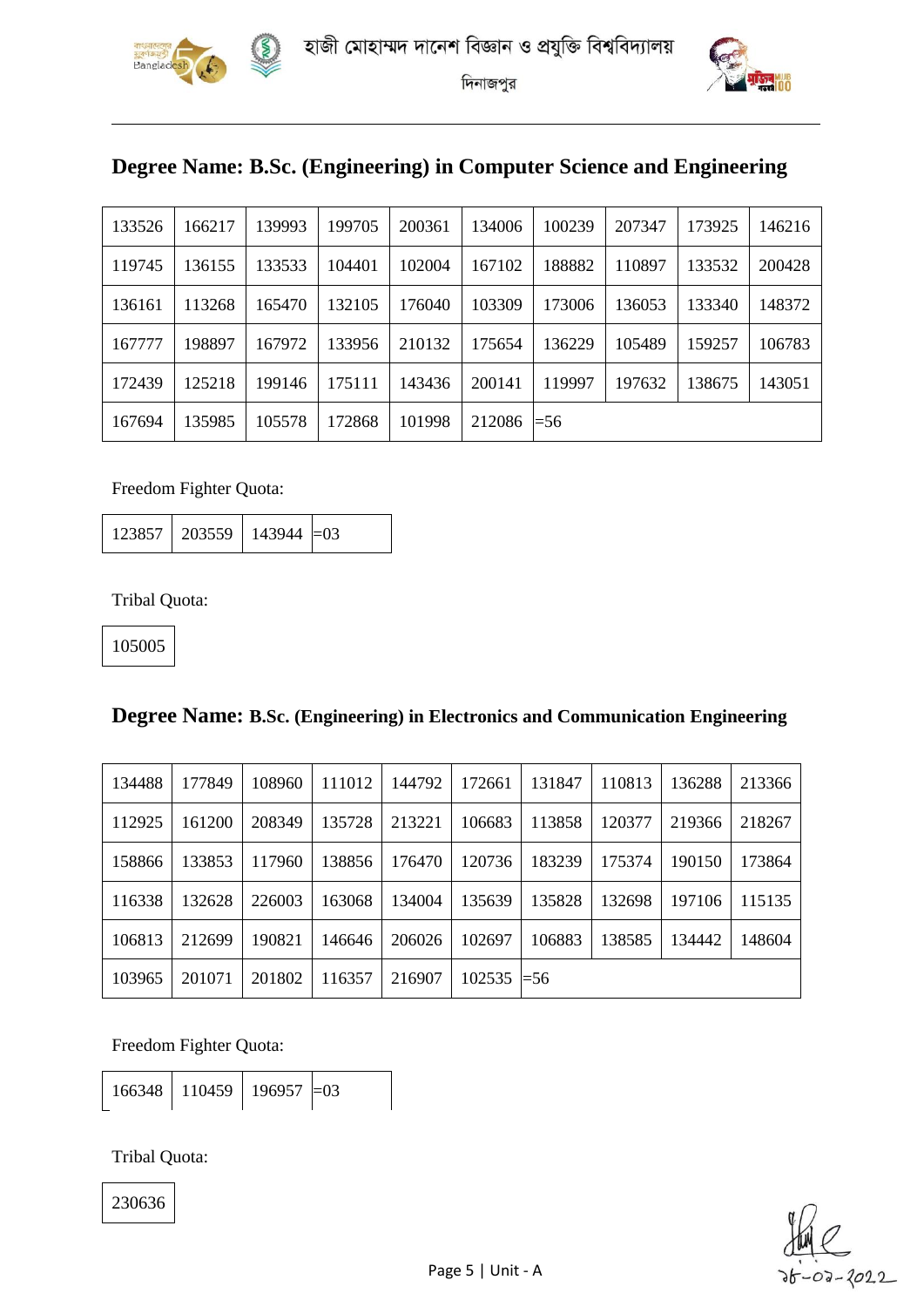হাজী মোহাম্মদ দানেশ বিজ্ঞান ও প্রযুক্তি বিশ্ববিদ্যালয়

দিনাজপুর

## Degree Name: B.Sc. (Engineering) in Computer Science and Engineering

| | | | | | | | | | |
|---|---|---|---|---|---|---|---|---|---|
| 133526 | 166217 | 139993 | 199705 | 200361 | 134006 | 100239 | 207347 | 173925 | 146216 |
| 119745 | 136155 | 133533 | 104401 | 102004 | 167102 | 188882 | 110897 | 133532 | 200428 |
| 136161 | 113268 | 165470 | 132105 | 176040 | 103309 | 173006 | 136053 | 133340 | 148372 |
| 167777 | 198897 | 167972 | 133956 | 210132 | 175654 | 136229 | 105489 | 159257 | 106783 |
| 172439 | 125218 | 199146 | 175111 | 143436 | 200141 | 119997 | 197632 | 138675 | 143051 |
| 167694 | 135985 | 105578 | 172868 | 101998 | 212086 | =56 | | | |

Freedom Fighter Quota:

| | | | |
|---|---|---|---|
| 123857 | 203559 | 143944 | =03 |

Tribal Quota:

| |
|---|
| 105005 |

## Degree Name: B.Sc. (Engineering) in Electronics and Communication Engineering

| | | | | | | | | | |
|---|---|---|---|---|---|---|---|---|---|
| 134488 | 177849 | 108960 | 111012 | 144792 | 172661 | 131847 | 110813 | 136288 | 213366 |
| 112925 | 161200 | 208349 | 135728 | 213221 | 106683 | 113858 | 120377 | 219366 | 218267 |
| 158866 | 133853 | 117960 | 138856 | 176470 | 120736 | 183239 | 175374 | 190150 | 173864 |
| 116338 | 132628 | 226003 | 163068 | 134004 | 135639 | 135828 | 132698 | 197106 | 115135 |
| 106813 | 212699 | 190821 | 146646 | 206026 | 102697 | 106883 | 138585 | 134442 | 148604 |
| 103965 | 201071 | 201802 | 116357 | 216907 | 102535 | =56 | | | |

Freedom Fighter Quota:

| | | | |
|---|---|---|---|
| 166348 | 110459 | 196957 | =03 |

Tribal Quota:

| |
|---|
| 230636 |

১৮-০৭-২০২২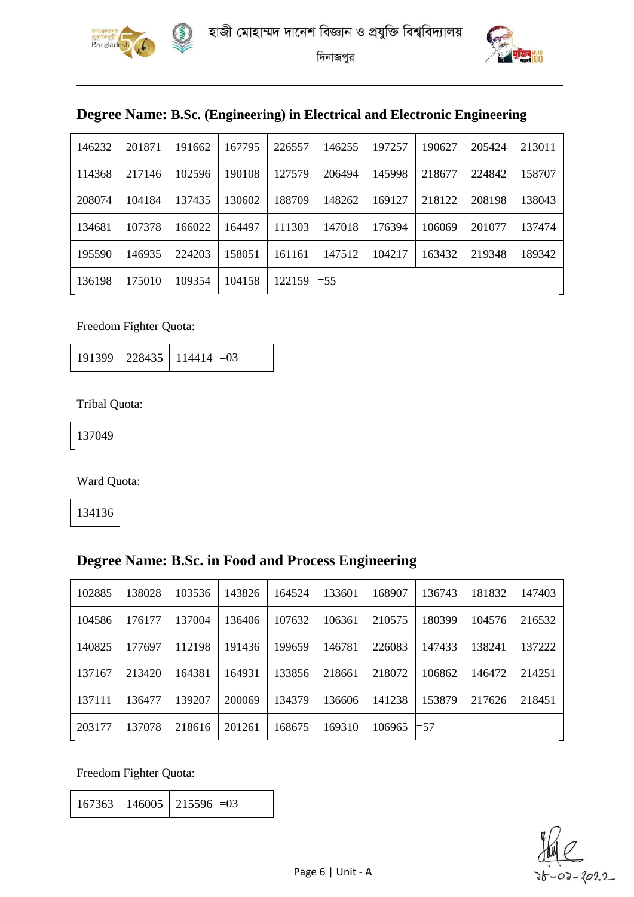হাজী মোহাম্মদ দানেশ বিজ্ঞান ও প্রযুক্তি বিশ্ববিদ্যালয়

দিনাজপুর

## Degree Name: B.Sc. (Engineering) in Electrical and Electronic Engineering

| | | | | | | | | | |
|---|---|---|---|---|---|---|---|---|---|
| 146232 | 201871 | 191662 | 167795 | 226557 | 146255 | 197257 | 190627 | 205424 | 213011 |
| 114368 | 217146 | 102596 | 190108 | 127579 | 206494 | 145998 | 218677 | 224842 | 158707 |
| 208074 | 104184 | 137435 | 130602 | 188709 | 148262 | 169127 | 218122 | 208198 | 138043 |
| 134681 | 107378 | 166022 | 164497 | 111303 | 147018 | 176394 | 106069 | 201077 | 137474 |
| 195590 | 146935 | 224203 | 158051 | 161161 | 147512 | 104217 | 163432 | 219348 | 189342 |
| 136198 | 175010 | 109354 | 104158 | 122159 | =55 | | | | |

Freedom Fighter Quota:

| | | | |
|---|---|---|---|
| 191399 | 228435 | 114414 | =03 |

Tribal Quota:

| |
|---|
| 137049 |

Ward Quota:

| |
|---|
| 134136 |

## Degree Name: B.Sc. in Food and Process Engineering

| | | | | | | | | | |
|---|---|---|---|---|---|---|---|---|---|
| 102885 | 138028 | 103536 | 143826 | 164524 | 133601 | 168907 | 136743 | 181832 | 147403 |
| 104586 | 176177 | 137004 | 136406 | 107632 | 106361 | 210575 | 180399 | 104576 | 216532 |
| 140825 | 177697 | 112198 | 191436 | 199659 | 146781 | 226083 | 147433 | 138241 | 137222 |
| 137167 | 213420 | 164381 | 164931 | 133856 | 218661 | 218072 | 106862 | 146472 | 214251 |
| 137111 | 136477 | 139207 | 200069 | 134379 | 136606 | 141238 | 153879 | 217626 | 218451 |
| 203177 | 137078 | 218616 | 201261 | 168675 | 169310 | 106965 | =57 | | |

Freedom Fighter Quota:

| | | | |
|---|---|---|---|
| 167363 | 146005 | 215596 | =03 |

১৮-০৭-২০২২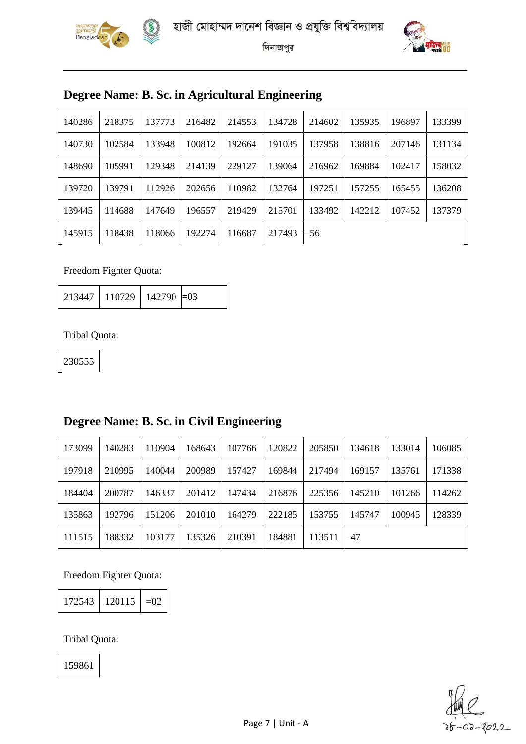# Degree Name: B. Sc. in Agricultural Engineering

| | | | | | | | | | |
|---|---|---|---|---|---|---|---|---|---|
| 140286 | 218375 | 137773 | 216482 | 214553 | 134728 | 214602 | 135935 | 196897 | 133399 |
| 140730 | 102584 | 133948 | 100812 | 192664 | 191035 | 137958 | 138816 | 207146 | 131134 |
| 148690 | 105991 | 129348 | 214139 | 229127 | 139064 | 216962 | 169884 | 102417 | 158032 |
| 139720 | 139791 | 112926 | 202656 | 110982 | 132764 | 197251 | 157255 | 165455 | 136208 |
| 139445 | 114688 | 147649 | 196557 | 219429 | 215701 | 133492 | 142212 | 107452 | 137379 |
| 145915 | 118438 | 118066 | 192274 | 116687 | 217493 | =56 | | | |

Freedom Fighter Quota:

| | | | |
|---|---|---|---|
| 213447 | 110729 | 142790 | =03 |

Tribal Quota:

| |
|---|
| 230555 |

# Degree Name: B. Sc. in Civil Engineering

| | | | | | | | | | |
|---|---|---|---|---|---|---|---|---|---|
| 173099 | 140283 | 110904 | 168643 | 107766 | 120822 | 205850 | 134618 | 133014 | 106085 |
| 197918 | 210995 | 140044 | 200989 | 157427 | 169844 | 217494 | 169157 | 135761 | 171338 |
| 184404 | 200787 | 146337 | 201412 | 147434 | 216876 | 225356 | 145210 | 101266 | 114262 |
| 135863 | 192796 | 151206 | 201010 | 164279 | 222185 | 153755 | 145747 | 100945 | 128339 |
| 111515 | 188332 | 103177 | 135326 | 210391 | 184881 | 113511 | =47 | | |

Freedom Fighter Quota:

| | | |
|---|---|---|
| 172543 | 120115 | =02 |

Tribal Quota:

| |
|---|
| 159861 |

১৮-০৭-২০২২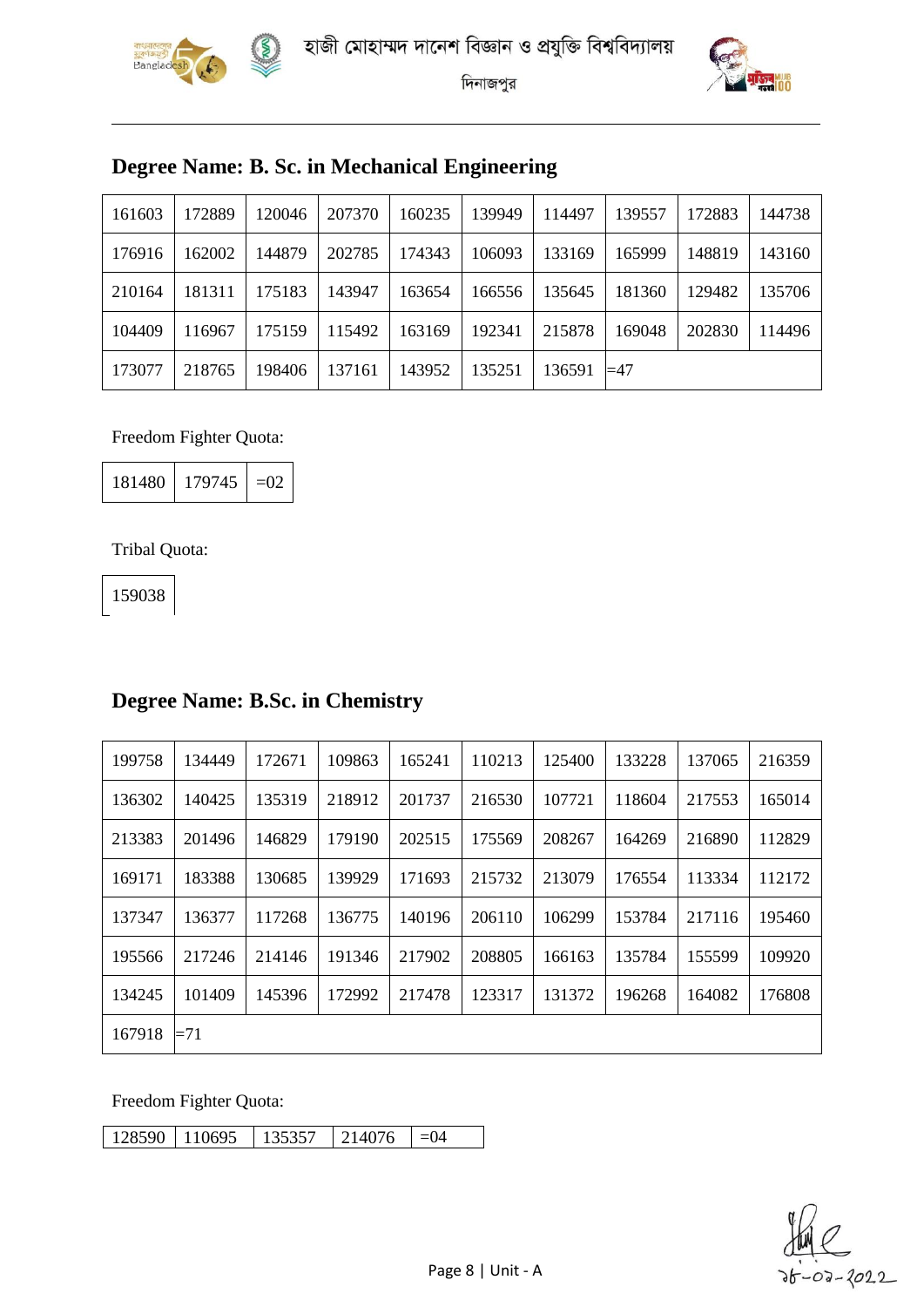## Degree Name: B. Sc. in Mechanical Engineering

| | | | | | | | | | |
|---|---|---|---|---|---|---|---|---|---|
| 161603 | 172889 | 120046 | 207370 | 160235 | 139949 | 114497 | 139557 | 172883 | 144738 |
| 176916 | 162002 | 144879 | 202785 | 174343 | 106093 | 133169 | 165999 | 148819 | 143160 |
| 210164 | 181311 | 175183 | 143947 | 163654 | 166556 | 135645 | 181360 | 129482 | 135706 |
| 104409 | 116967 | 175159 | 115492 | 163169 | 192341 | 215878 | 169048 | 202830 | 114496 |
| 173077 | 218765 | 198406 | 137161 | 143952 | 135251 | 136591 | =47 | | |

Freedom Fighter Quota:

| | | |
|---|---|---|
| 181480 | 179745 | =02 |

Tribal Quota:

| |
|---|
| 159038 |

## Degree Name: B.Sc. in Chemistry

| | | | | | | | | | |
|---|---|---|---|---|---|---|---|---|---|
| 199758 | 134449 | 172671 | 109863 | 165241 | 110213 | 125400 | 133228 | 137065 | 216359 |
| 136302 | 140425 | 135319 | 218912 | 201737 | 216530 | 107721 | 118604 | 217553 | 165014 |
| 213383 | 201496 | 146829 | 179190 | 202515 | 175569 | 208267 | 164269 | 216890 | 112829 |
| 169171 | 183388 | 130685 | 139929 | 171693 | 215732 | 213079 | 176554 | 113334 | 112172 |
| 137347 | 136377 | 117268 | 136775 | 140196 | 206110 | 106299 | 153784 | 217116 | 195460 |
| 195566 | 217246 | 214146 | 191346 | 217902 | 208805 | 166163 | 135784 | 155599 | 109920 |
| 134245 | 101409 | 145396 | 172992 | 217478 | 123317 | 131372 | 196268 | 164082 | 176808 |
| 167918 | =71 | | | | | | | | |

Freedom Fighter Quota:

| | | | | |
|---|---|---|---|---|
| 128590 | 110695 | 135357 | 214076 | =04 |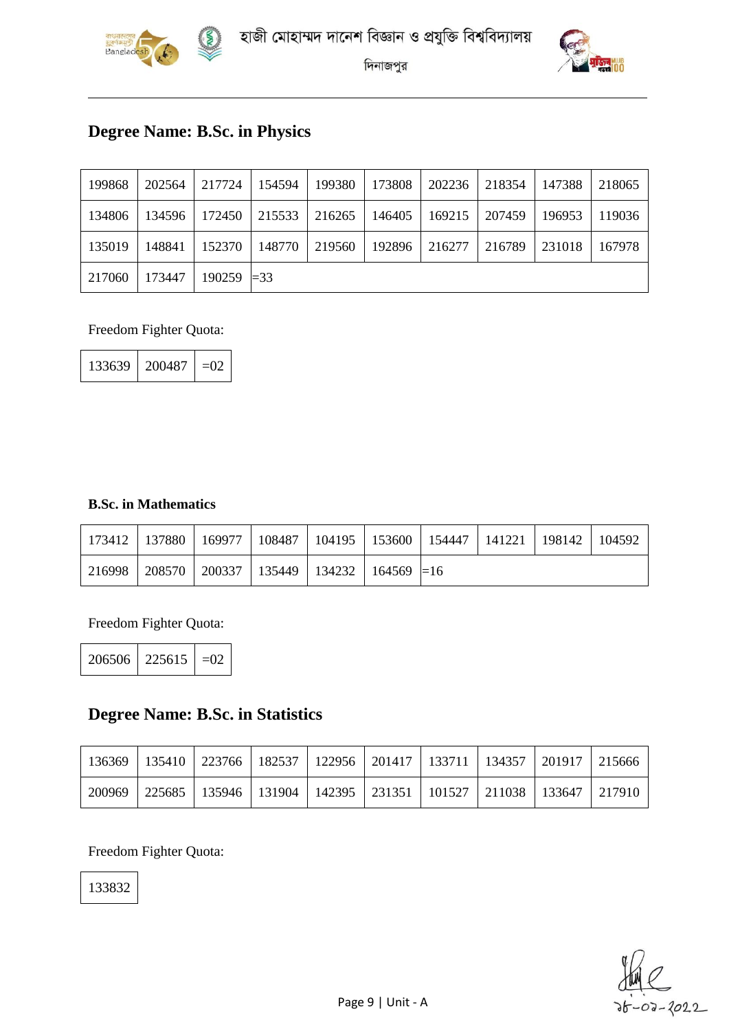## Degree Name: B.Sc. in Physics

| 199868 | 202564 | 217724 | 154594 | 199380 | 173808 | 202236 | 218354 | 147388 | 218065 |
|---|---|---|---|---|---|---|---|---|---|
| 134806 | 134596 | 172450 | 215533 | 216265 | 146405 | 169215 | 207459 | 196953 | 119036 |
| 135019 | 148841 | 152370 | 148770 | 219560 | 192896 | 216277 | 216789 | 231018 | 167978 |
| 217060 | 173447 | 190259 | =33 | | | | | | |

Freedom Fighter Quota:

| 133639 | 200487 | =02 |
|---|---|---|

**B.Sc. in Mathematics**

| 173412 | 137880 | 169977 | 108487 | 104195 | 153600 | 154447 | 141221 | 198142 | 104592 |
|---|---|---|---|---|---|---|---|---|---|
| 216998 | 208570 | 200337 | 135449 | 134232 | 164569 | =16 | | | |

Freedom Fighter Quota:

| 206506 | 225615 | =02 |
|---|---|---|

## Degree Name: B.Sc. in Statistics

| 136369 | 135410 | 223766 | 182537 | 122956 | 201417 | 133711 | 134357 | 201917 | 215666 |
|---|---|---|---|---|---|---|---|---|---|
| 200969 | 225685 | 135946 | 131904 | 142395 | 231351 | 101527 | 211038 | 133647 | 217910 |

Freedom Fighter Quota:

| 133832 |
|---|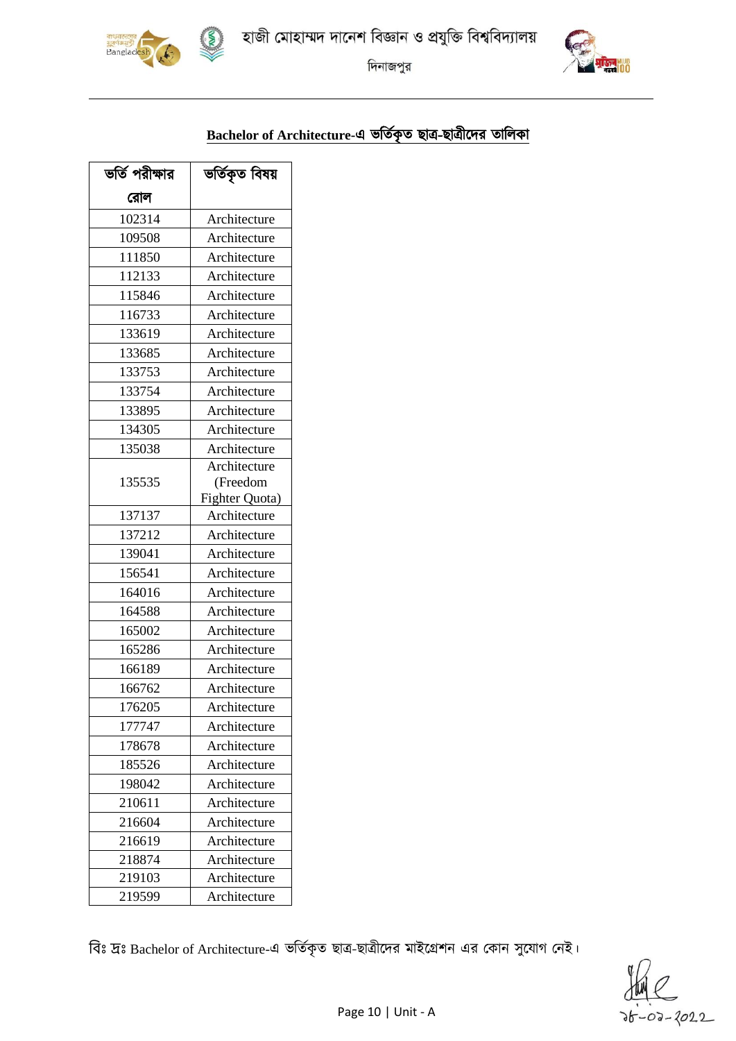হাজী মোহাম্মদ দানেশ বিজ্ঞান ও প্রযুক্তি বিশ্ববিদ্যালয়

দিনাজপুর

## Bachelor of Architecture-এ ভর্তিকৃত ছাত্র-ছাত্রীদের তালিকা

| ভর্তি পরীক্ষার রোল | ভর্তিকৃত বিষয় |
|---|---|
| 102314 | Architecture |
| 109508 | Architecture |
| 111850 | Architecture |
| 112133 | Architecture |
| 115846 | Architecture |
| 116733 | Architecture |
| 133619 | Architecture |
| 133685 | Architecture |
| 133753 | Architecture |
| 133754 | Architecture |
| 133895 | Architecture |
| 134305 | Architecture |
| 135038 | Architecture |
| 135535 | Architecture (Freedom Fighter Quota) |
| 137137 | Architecture |
| 137212 | Architecture |
| 139041 | Architecture |
| 156541 | Architecture |
| 164016 | Architecture |
| 164588 | Architecture |
| 165002 | Architecture |
| 165286 | Architecture |
| 166189 | Architecture |
| 166762 | Architecture |
| 176205 | Architecture |
| 177747 | Architecture |
| 178678 | Architecture |
| 185526 | Architecture |
| 198042 | Architecture |
| 210611 | Architecture |
| 216604 | Architecture |
| 216619 | Architecture |
| 218874 | Architecture |
| 219103 | Architecture |
| 219599 | Architecture |

বিঃ দ্রঃ Bachelor of Architecture-এ ভর্তিকৃত ছাত্র-ছাত্রীদের মাইগ্রেশন এর কোন সুযোগ নেই।

১৮-০৭-২০২২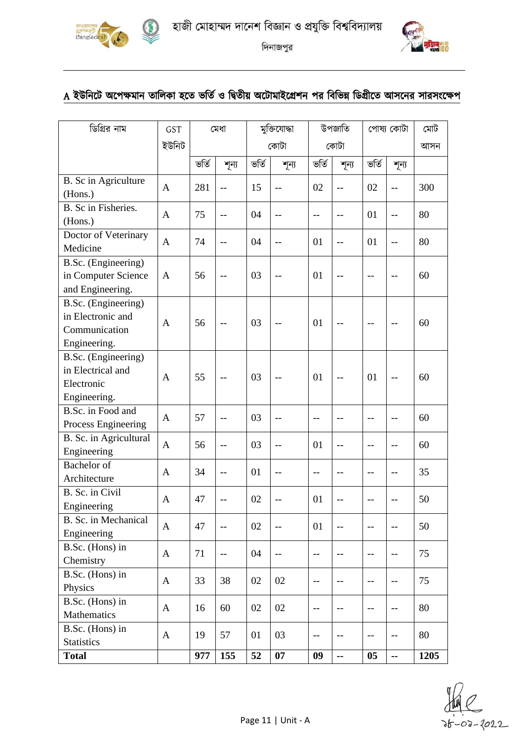হাজী মোহাম্মদ দানেশ বিজ্ঞান ও প্রযুক্তি বিশ্ববিদ্যালয়

দিনাজপুর

## A ইউনিটে অপেক্ষমান তালিকা হতে ভর্তি ও দ্বিতীয় অটোমাইগ্রেশন পর বিভিন্ন ডিগ্রীতে আসনের সারসংক্ষেপ

| ডিগ্রির নাম | GST ইউনিট | মেধা | | মুক্তিযোদ্ধা কোটা | | উপজাতি কোটা | | পোষ্য কোটা | | মোট আসন |
|---|---|---|---|---|---|---|---|---|---|---|
| | | ভর্তি | শূন্য | ভর্তি | শূন্য | ভর্তি | শূন্য | ভর্তি | শূন্য | |
| B. Sc in Agriculture (Hons.) | A | 281 | -- | 15 | -- | 02 | -- | 02 | -- | 300 |
| B. Sc in Fisheries. (Hons.) | A | 75 | -- | 04 | -- | -- | -- | 01 | -- | 80 |
| Doctor of Veterinary Medicine | A | 74 | -- | 04 | -- | 01 | -- | 01 | -- | 80 |
| B.Sc. (Engineering) in Computer Science and Engineering. | A | 56 | -- | 03 | -- | 01 | -- | -- | -- | 60 |
| B.Sc. (Engineering) in Electronic and Communication Engineering. | A | 56 | -- | 03 | -- | 01 | -- | -- | -- | 60 |
| B.Sc. (Engineering) in Electrical and Electronic Engineering. | A | 55 | -- | 03 | -- | 01 | -- | 01 | -- | 60 |
| B.Sc. in Food and Process Engineering | A | 57 | -- | 03 | -- | -- | -- | -- | -- | 60 |
| B. Sc. in Agricultural Engineering | A | 56 | -- | 03 | -- | 01 | -- | -- | -- | 60 |
| Bachelor of Architecture | A | 34 | -- | 01 | -- | -- | -- | -- | -- | 35 |
| B. Sc. in Civil Engineering | A | 47 | -- | 02 | -- | 01 | -- | -- | -- | 50 |
| B. Sc. in Mechanical Engineering | A | 47 | -- | 02 | -- | 01 | -- | -- | -- | 50 |
| B.Sc. (Hons) in Chemistry | A | 71 | -- | 04 | -- | -- | -- | -- | -- | 75 |
| B.Sc. (Hons) in Physics | A | 33 | 38 | 02 | 02 | -- | -- | -- | -- | 75 |
| B.Sc. (Hons) in Mathematics | A | 16 | 60 | 02 | 02 | -- | -- | -- | -- | 80 |
| B.Sc. (Hons) in Statistics | A | 19 | 57 | 01 | 03 | -- | -- | -- | -- | 80 |
| **Total** | | **977** | **155** | **52** | **07** | **09** | **--** | **05** | **--** | **1205** |

১৮-০৭-২০২২